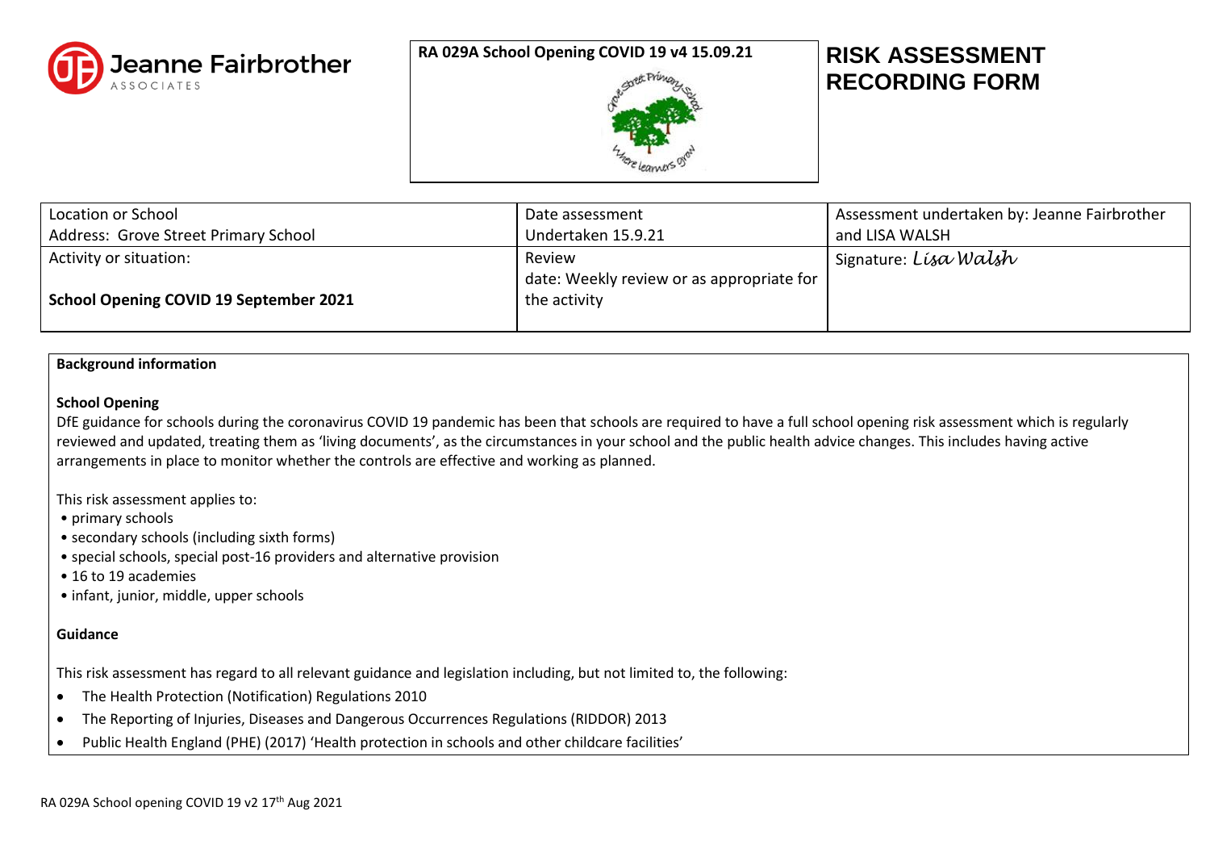Jeanne Fairbrother ASSOCIATES

RA 029A School Opening COVID 19 v4 15.09.21

# RISK ASSESSMENT RECORDING FORM

| Location or School<br>Address: Grove Street Primary School | Date assessment<br>Undertaken 15.9.21 | Assessment undertaken by: Jeanne Fairbrother and LISA WALSH |
|---|---|---|
| Activity or situation:<br><br>**School Opening COVID 19 September 2021** | Review<br>date: Weekly review or as appropriate for the activity | Signature: *Lisa Walsh* |

**Background information**

**School Opening**

DfE guidance for schools during the coronavirus COVID 19 pandemic has been that schools are required to have a full school opening risk assessment which is regularly reviewed and updated, treating them as 'living documents', as the circumstances in your school and the public health advice changes. This includes having active arrangements in place to monitor whether the controls are effective and working as planned.

This risk assessment applies to:

- primary schools
- secondary schools (including sixth forms)
- special schools, special post-16 providers and alternative provision
- 16 to 19 academies
- infant, junior, middle, upper schools

**Guidance**

This risk assessment has regard to all relevant guidance and legislation including, but not limited to, the following:

- The Health Protection (Notification) Regulations 2010
- The Reporting of Injuries, Diseases and Dangerous Occurrences Regulations (RIDDOR) 2013
- Public Health England (PHE) (2017) 'Health protection in schools and other childcare facilities'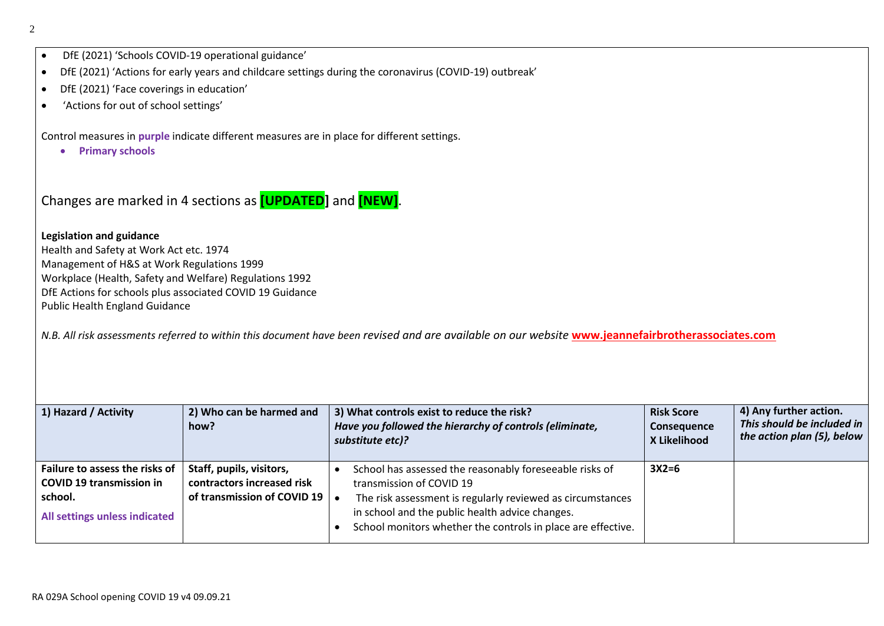- DfE (2021) 'Schools COVID-19 operational guidance'
- DfE (2021) 'Actions for early years and childcare settings during the coronavirus (COVID-19) outbreak'
- DfE (2021) 'Face coverings in education'
- 'Actions for out of school settings'

Control measures in **purple** indicate different measures are in place for different settings.

- **Primary schools**

Changes are marked in 4 sections as **[UPDATED]** and **[NEW]**.

**Legislation and guidance**
Health and Safety at Work Act etc. 1974
Management of H&S at Work Regulations 1999
Workplace (Health, Safety and Welfare) Regulations 1992
DfE Actions for schools plus associated COVID 19 Guidance
Public Health England Guidance

*N.B. All risk assessments referred to within this document have been revised and are available on our website* **www.jeannefairbrotherassociates.com**

| 1) Hazard / Activity | 2) Who can be harmed and how? | 3) What controls exist to reduce the risk? *Have you followed the hierarchy of controls (eliminate, substitute etc)?* | Risk Score Consequence X Likelihood | 4) Any further action. *This should be included in the action plan (5), below* |
|---|---|---|---|---|
| **Failure to assess the risks of COVID 19 transmission in school.** **All settings unless indicated** | **Staff, pupils, visitors, contractors increased risk of transmission of COVID 19** | • School has assessed the reasonably foreseeable risks of transmission of COVID 19 • The risk assessment is regularly reviewed as circumstances in school and the public health advice changes. • School monitors whether the controls in place are effective. | **3X2=6** | |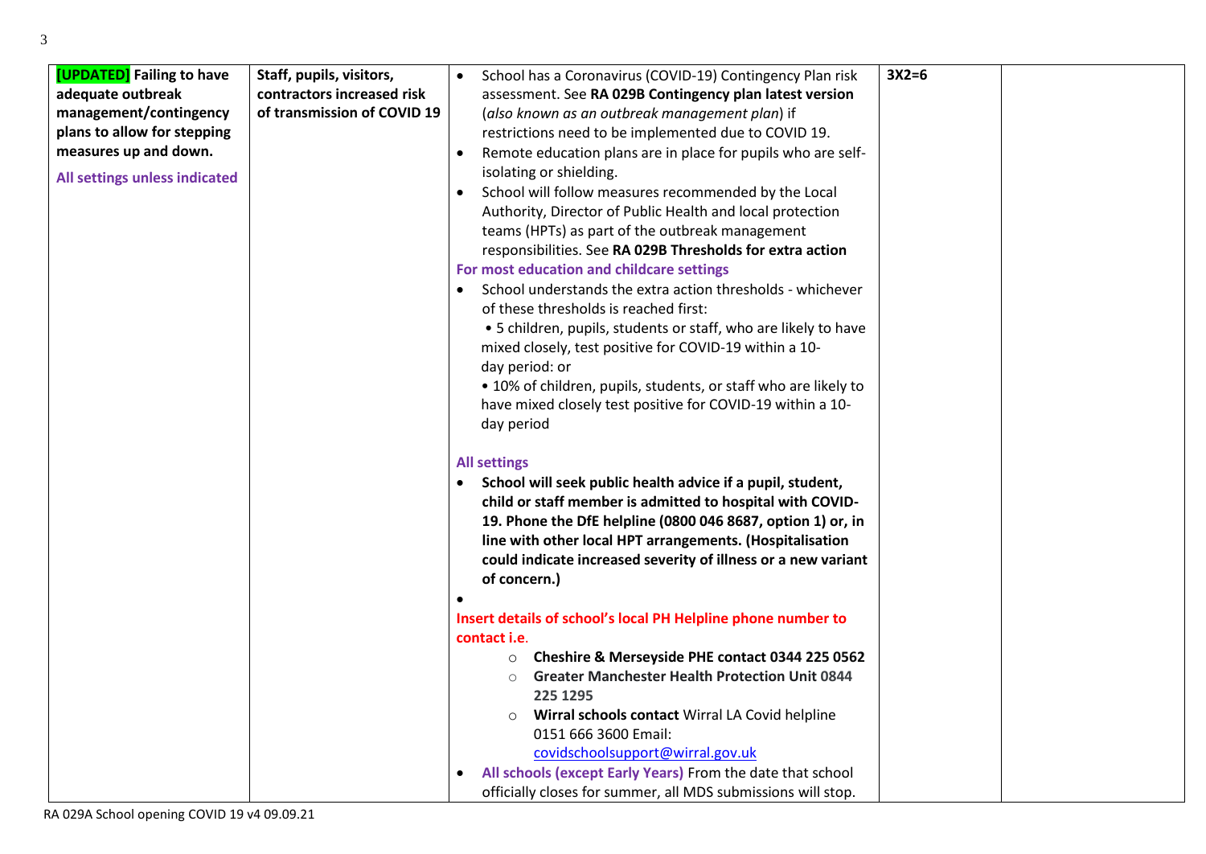| | | | | |
|---|---|---|---|---|
| **[UPDATED] Failing to have adequate outbreak management/contingency plans to allow for stepping measures up and down.**<br><br>**All settings unless indicated** | **Staff, pupils, visitors, contractors increased risk of transmission of COVID 19** | • School has a Coronavirus (COVID-19) Contingency Plan risk assessment. See **RA 029B Contingency plan latest version** (*also known as an outbreak management plan*) if restrictions need to be implemented due to COVID 19.<br>• Remote education plans are in place for pupils who are self-isolating or shielding.<br>• School will follow measures recommended by the Local Authority, Director of Public Health and local protection teams (HPTs) as part of the outbreak management responsibilities. See **RA 029B Thresholds for extra action**<br>**For most education and childcare settings**<br>• School understands the extra action thresholds - whichever of these thresholds is reached first:<br>• 5 children, pupils, students or staff, who are likely to have mixed closely, test positive for COVID-19 within a 10-day period: or<br>• 10% of children, pupils, students, or staff who are likely to have mixed closely test positive for COVID-19 within a 10-day period<br><br>**All settings**<br>• **School will seek public health advice if a pupil, student, child or staff member is admitted to hospital with COVID-19. Phone the DfE helpline (0800 046 8687, option 1) or, in line with other local HPT arrangements. (Hospitalisation could indicate increased severity of illness or a new variant of concern.)**<br>•<br>**Insert details of school's local PH Helpline phone number to contact i.e.**<br>○ **Cheshire & Merseyside PHE contact 0344 225 0562**<br>○ **Greater Manchester Health Protection Unit** 0844 225 1295<br>○ **Wirral schools contact** Wirral LA Covid helpline 0151 666 3600 Email: covidschoolsupport@wirral.gov.uk<br>• **All schools (except Early Years)** From the date that school officially closes for summer, all MDS submissions will stop. | **3X2=6** | |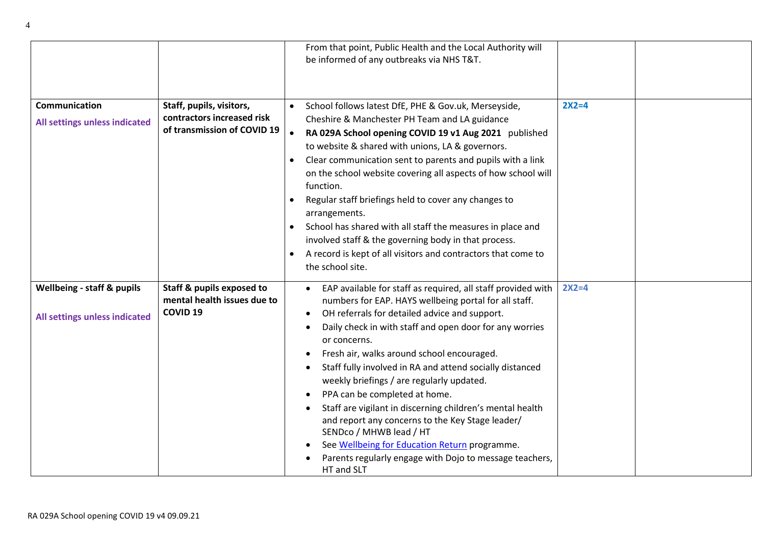| | | | | |
|---|---|---|---|---|
| | | From that point, Public Health and the Local Authority will be informed of any outbreaks via NHS T&T. | | |
| **Communication**<br><br>**All settings unless indicated** | **Staff, pupils, visitors, contractors increased risk of transmission of COVID 19** | • School follows latest DfE, PHE & Gov.uk, Merseyside, Cheshire & Manchester PH Team and LA guidance<br>• **RA 029A School opening COVID 19 v1 Aug 2021** published to website & shared with unions, LA & governors.<br>• Clear communication sent to parents and pupils with a link on the school website covering all aspects of how school will function.<br>• Regular staff briefings held to cover any changes to arrangements.<br>• School has shared with all staff the measures in place and involved staff & the governing body in that process.<br>• A record is kept of all visitors and contractors that come to the school site. | **2X2=4** | |
| **Wellbeing - staff & pupils**<br><br>**All settings unless indicated** | **Staff & pupils exposed to mental health issues due to COVID 19** | • EAP available for staff as required, all staff provided with numbers for EAP. HAYS wellbeing portal for all staff.<br>• OH referrals for detailed advice and support.<br>• Daily check in with staff and open door for any worries or concerns.<br>• Fresh air, walks around school encouraged.<br>• Staff fully involved in RA and attend socially distanced weekly briefings / are regularly updated.<br>• PPA can be completed at home.<br>• Staff are vigilant in discerning children's mental health and report any concerns to the Key Stage leader/ SENDco / MHWB lead / HT<br>• See Wellbeing for Education Return programme.<br>• Parents regularly engage with Dojo to message teachers, HT and SLT | **2X2=4** | |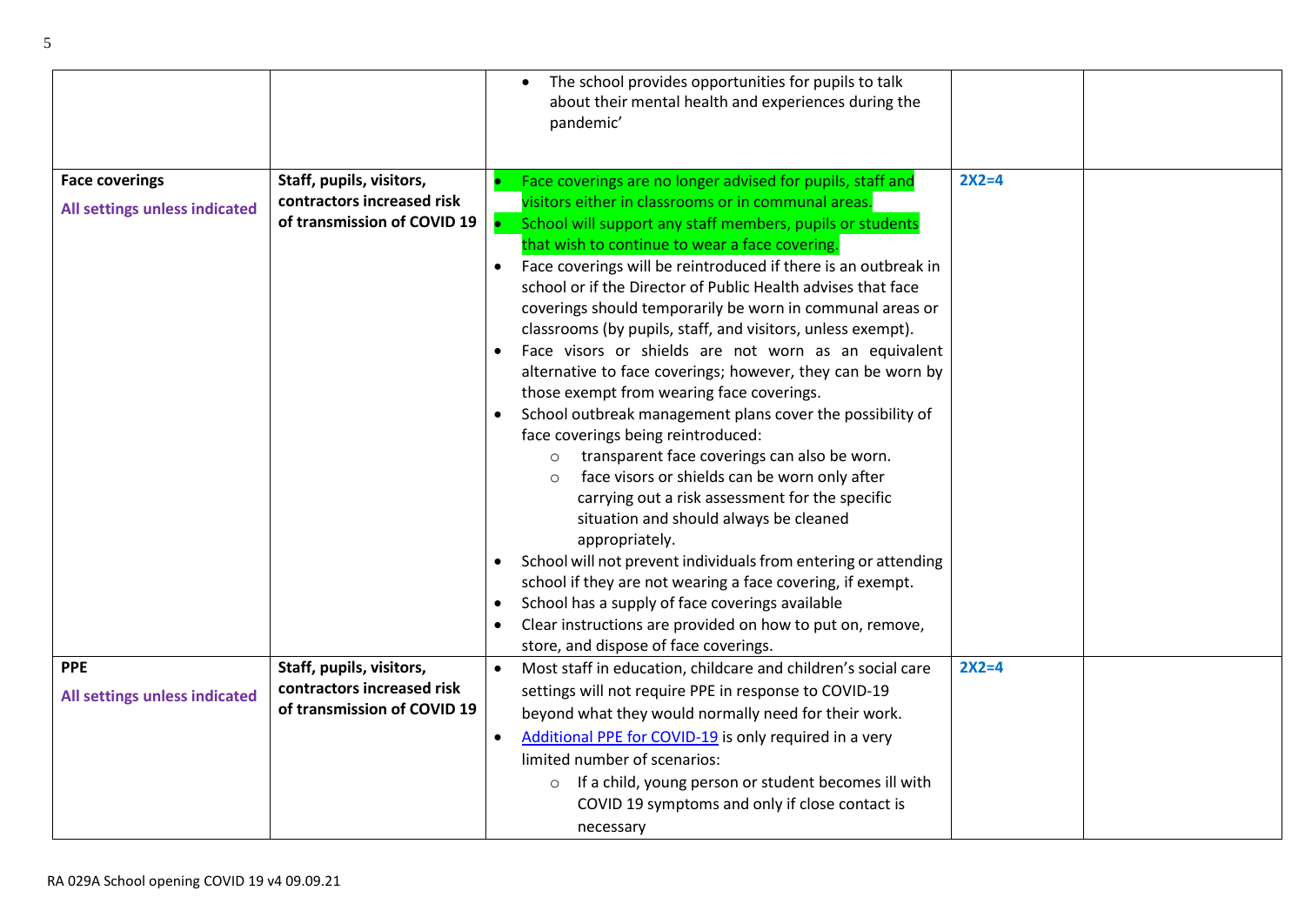| | | | | |
|---|---|---|---|---|
| | | • The school provides opportunities for pupils to talk about their mental health and experiences during the pandemic' | | |
| **Face coverings**<br><br>**All settings unless indicated** | **Staff, pupils, visitors, contractors increased risk of transmission of COVID 19** | • Face coverings are no longer advised for pupils, staff and visitors either in classrooms or in communal areas.<br>• School will support any staff members, pupils or students that wish to continue to wear a face covering.<br>• Face coverings will be reintroduced if there is an outbreak in school or if the Director of Public Health advises that face coverings should temporarily be worn in communal areas or classrooms (by pupils, staff, and visitors, unless exempt).<br>• Face visors or shields are not worn as an equivalent alternative to face coverings; however, they can be worn by those exempt from wearing face coverings.<br>• School outbreak management plans cover the possibility of face coverings being reintroduced:<br>&nbsp;&nbsp;○ transparent face coverings can also be worn.<br>&nbsp;&nbsp;○ face visors or shields can be worn only after carrying out a risk assessment for the specific situation and should always be cleaned appropriately.<br>• School will not prevent individuals from entering or attending school if they are not wearing a face covering, if exempt.<br>• School has a supply of face coverings available<br>• Clear instructions are provided on how to put on, remove, store, and dispose of face coverings. | **2X2=4** | |
| **PPE**<br><br>**All settings unless indicated** | **Staff, pupils, visitors, contractors increased risk of transmission of COVID 19** | • Most staff in education, childcare and children's social care settings will not require PPE in response to COVID-19 beyond what they would normally need for their work.<br>• Additional PPE for COVID-19 is only required in a very limited number of scenarios:<br>&nbsp;&nbsp;○ If a child, young person or student becomes ill with COVID 19 symptoms and only if close contact is necessary | **2X2=4** | |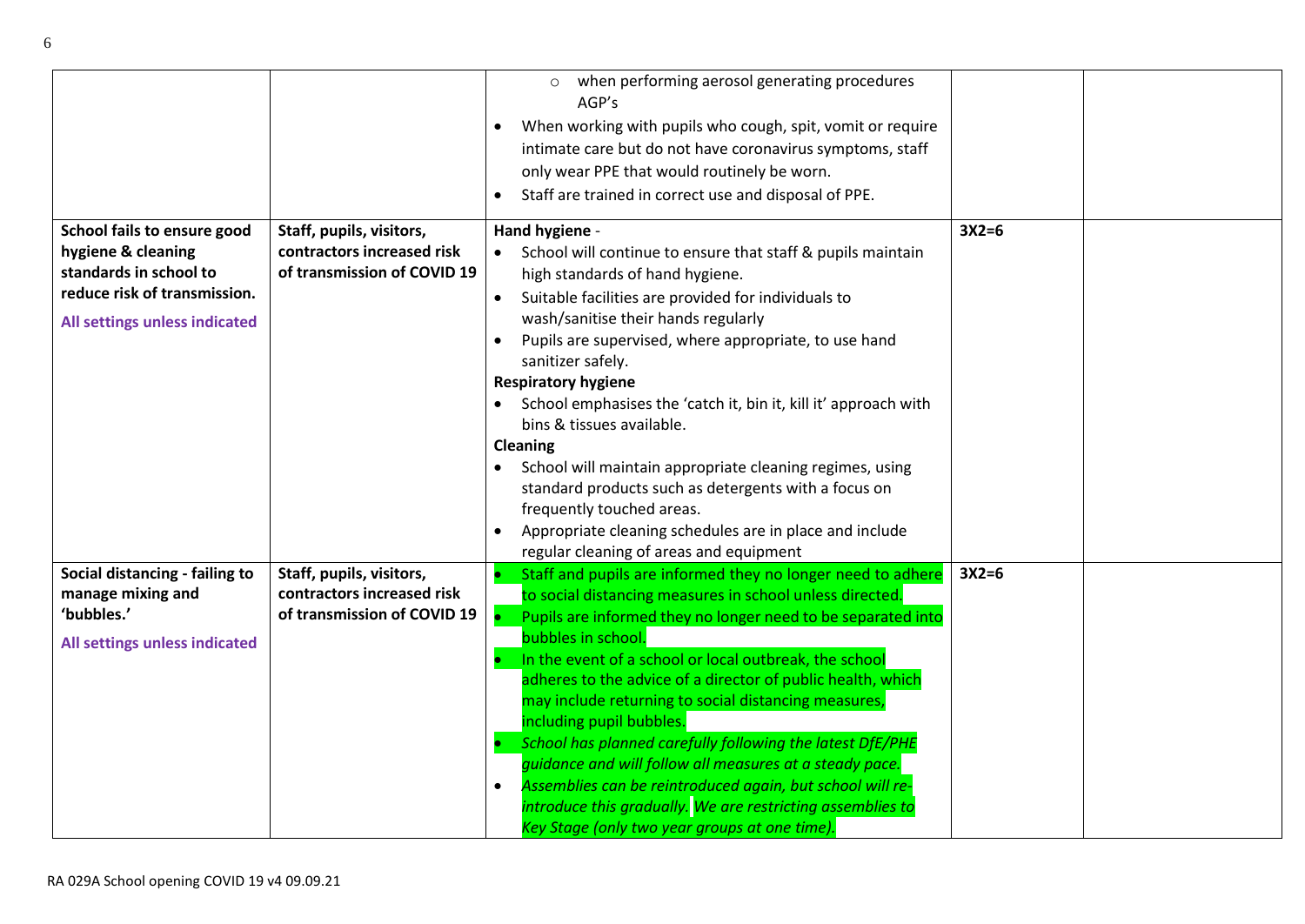| | | | | |
|---|---|---|---|---|
| | | ◦ when performing aerosol generating procedures AGP's<br>• When working with pupils who cough, spit, vomit or require intimate care but do not have coronavirus symptoms, staff only wear PPE that would routinely be worn.<br>• Staff are trained in correct use and disposal of PPE. | | |
| **School fails to ensure good hygiene & cleaning standards in school to reduce risk of transmission.**<br>**All settings unless indicated** | **Staff, pupils, visitors, contractors increased risk of transmission of COVID 19** | **Hand hygiene** -<br>• School will continue to ensure that staff & pupils maintain high standards of hand hygiene.<br>• Suitable facilities are provided for individuals to wash/sanitise their hands regularly<br>• Pupils are supervised, where appropriate, to use hand sanitizer safely.<br>**Respiratory hygiene**<br>• School emphasises the 'catch it, bin it, kill it' approach with bins & tissues available.<br>**Cleaning**<br>• School will maintain appropriate cleaning regimes, using standard products such as detergents with a focus on frequently touched areas.<br>• Appropriate cleaning schedules are in place and include regular cleaning of areas and equipment | **3X2=6** | |
| **Social distancing - failing to manage mixing and 'bubbles.'**<br>**All settings unless indicated** | **Staff, pupils, visitors, contractors increased risk of transmission of COVID 19** | • Staff and pupils are informed they no longer need to adhere to social distancing measures in school unless directed.<br>• Pupils are informed they no longer need to be separated into bubbles in school.<br>• In the event of a school or local outbreak, the school adheres to the advice of a director of public health, which may include returning to social distancing measures, including pupil bubbles.<br>• *School has planned carefully following the latest DfE/PHE guidance and will follow all measures at a steady pace.*<br>• *Assemblies can be reintroduced again, but school will re-introduce this gradually. We are restricting assemblies to Key Stage (only two year groups at one time).* | **3X2=6** | |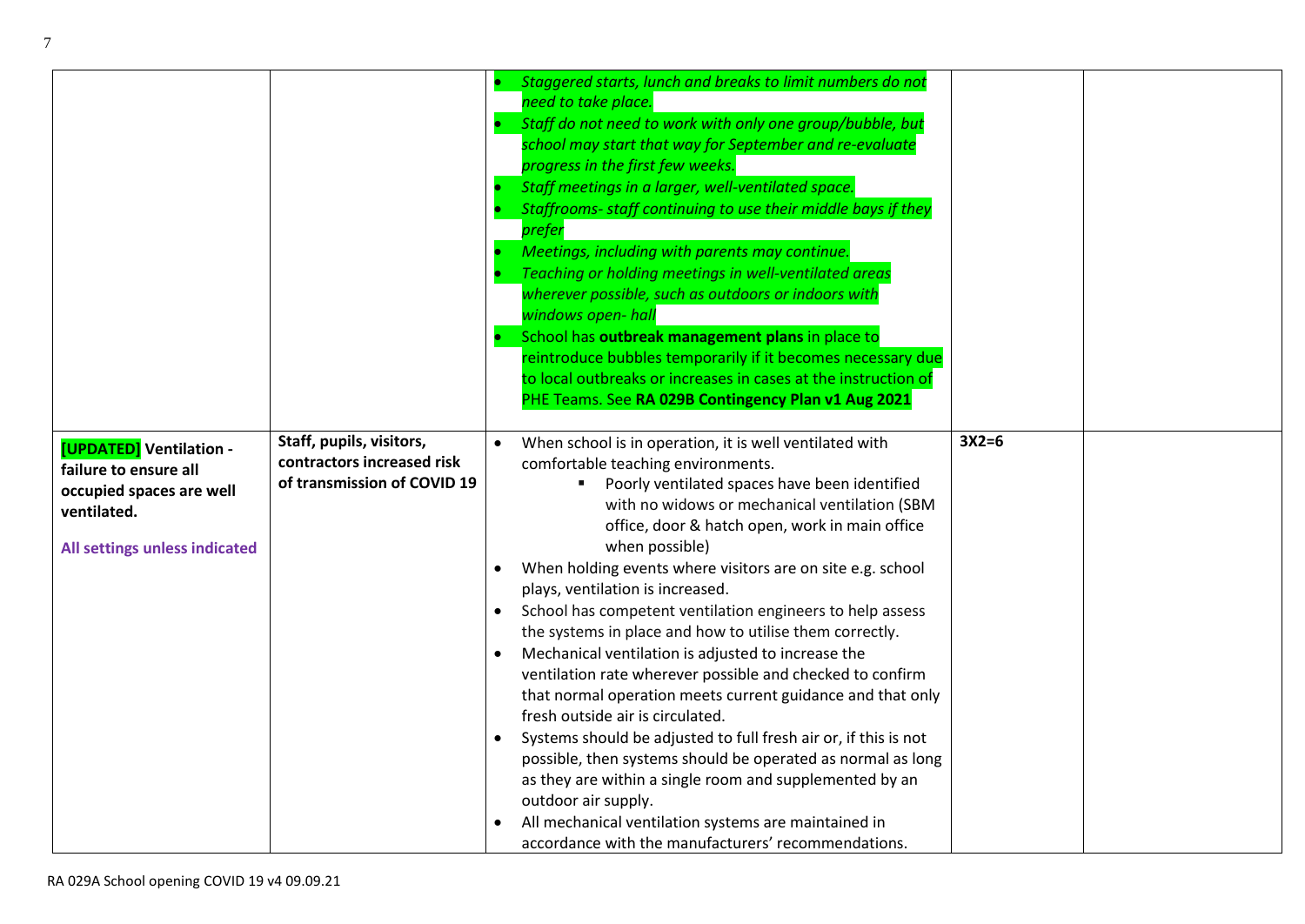| | | | | |
|---|---|---|---|---|
| | | • *Staggered starts, lunch and breaks to limit numbers do not need to take place.*<br>• *Staff do not need to work with only one group/bubble, but school may start that way for September and re-evaluate progress in the first few weeks.*<br>• *Staff meetings in a larger, well-ventilated space.*<br>• *Staffrooms- staff continuing to use their middle bays if they prefer*<br>• *Meetings, including with parents may continue.*<br>• *Teaching or holding meetings in well-ventilated areas wherever possible, such as outdoors or indoors with windows open- hall*<br>• School has **outbreak management plans** in place to reintroduce bubbles temporarily if it becomes necessary due to local outbreaks or increases in cases at the instruction of PHE Teams. See **RA 029B Contingency Plan v1 Aug 2021** | | |
| **[UPDATED] Ventilation - failure to ensure all occupied spaces are well ventilated.**<br><br>**All settings unless indicated** | **Staff, pupils, visitors, contractors increased risk of transmission of COVID 19** | • When school is in operation, it is well ventilated with comfortable teaching environments.<br>&nbsp;&nbsp;&nbsp;&nbsp;▪ Poorly ventilated spaces have been identified with no widows or mechanical ventilation (SBM office, door & hatch open, work in main office when possible)<br>• When holding events where visitors are on site e.g. school plays, ventilation is increased.<br>• School has competent ventilation engineers to help assess the systems in place and how to utilise them correctly.<br>• Mechanical ventilation is adjusted to increase the ventilation rate wherever possible and checked to confirm that normal operation meets current guidance and that only fresh outside air is circulated.<br>• Systems should be adjusted to full fresh air or, if this is not possible, then systems should be operated as normal as long as they are within a single room and supplemented by an outdoor air supply.<br>• All mechanical ventilation systems are maintained in accordance with the manufacturers' recommendations. | **3X2=6** | |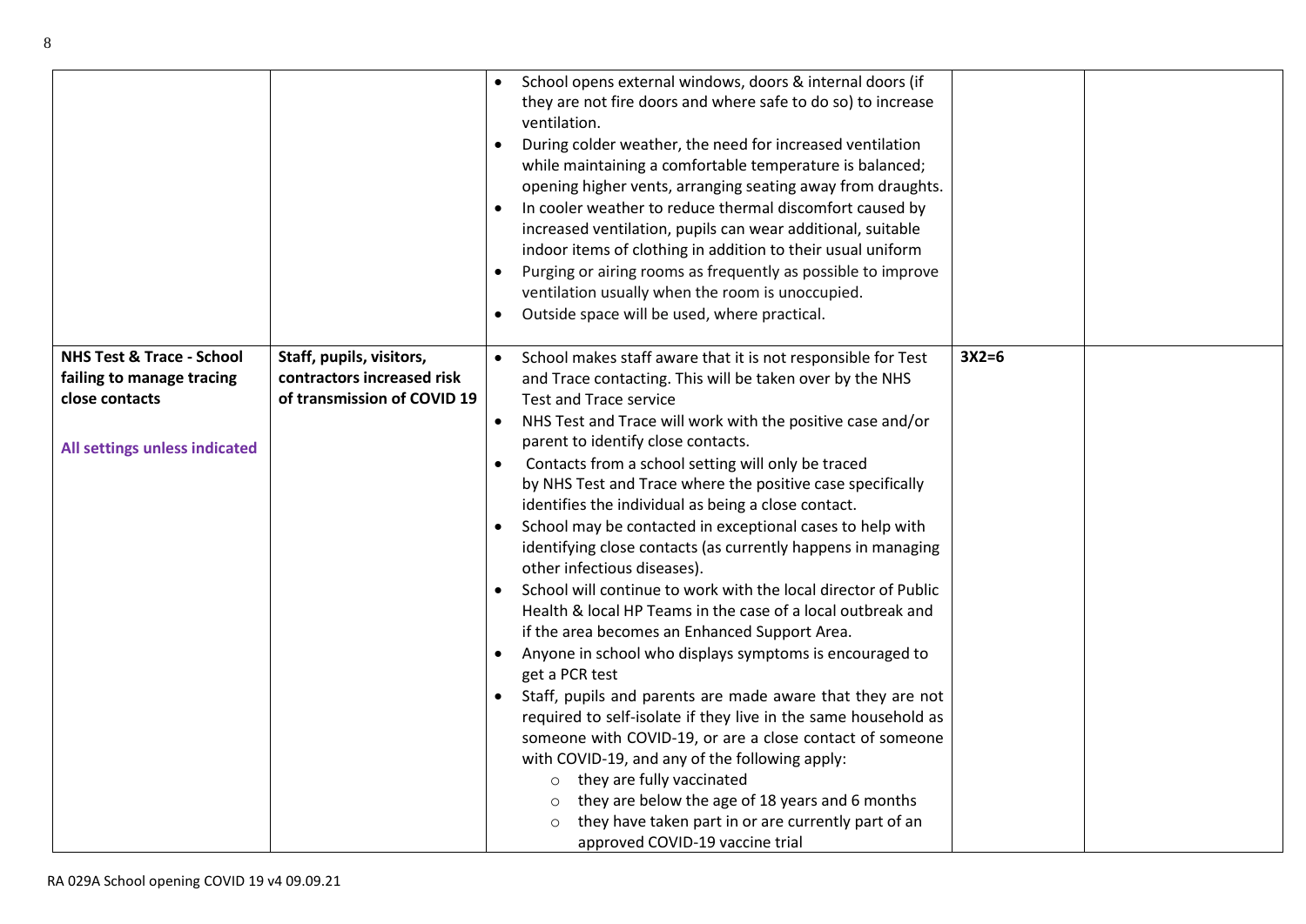| | | | | |
|---|---|---|---|---|
| | | • School opens external windows, doors & internal doors (if they are not fire doors and where safe to do so) to increase ventilation.<br>• During colder weather, the need for increased ventilation while maintaining a comfortable temperature is balanced; opening higher vents, arranging seating away from draughts.<br>• In cooler weather to reduce thermal discomfort caused by increased ventilation, pupils can wear additional, suitable indoor items of clothing in addition to their usual uniform<br>• Purging or airing rooms as frequently as possible to improve ventilation usually when the room is unoccupied.<br>• Outside space will be used, where practical. | | |
| **NHS Test & Trace - School failing to manage tracing close contacts**<br><br>**All settings unless indicated** | **Staff, pupils, visitors, contractors increased risk of transmission of COVID 19** | • School makes staff aware that it is not responsible for Test and Trace contacting. This will be taken over by the NHS Test and Trace service<br>• NHS Test and Trace will work with the positive case and/or parent to identify close contacts.<br>• Contacts from a school setting will only be traced by NHS Test and Trace where the positive case specifically identifies the individual as being a close contact.<br>• School may be contacted in exceptional cases to help with identifying close contacts (as currently happens in managing other infectious diseases).<br>• School will continue to work with the local director of Public Health & local HP Teams in the case of a local outbreak and if the area becomes an Enhanced Support Area.<br>• Anyone in school who displays symptoms is encouraged to get a PCR test<br>• Staff, pupils and parents are made aware that they are not required to self-isolate if they live in the same household as someone with COVID-19, or are a close contact of someone with COVID-19, and any of the following apply:<br>  ○ they are fully vaccinated<br>  ○ they are below the age of 18 years and 6 months<br>  ○ they have taken part in or are currently part of an approved COVID-19 vaccine trial | **3X2=6** | |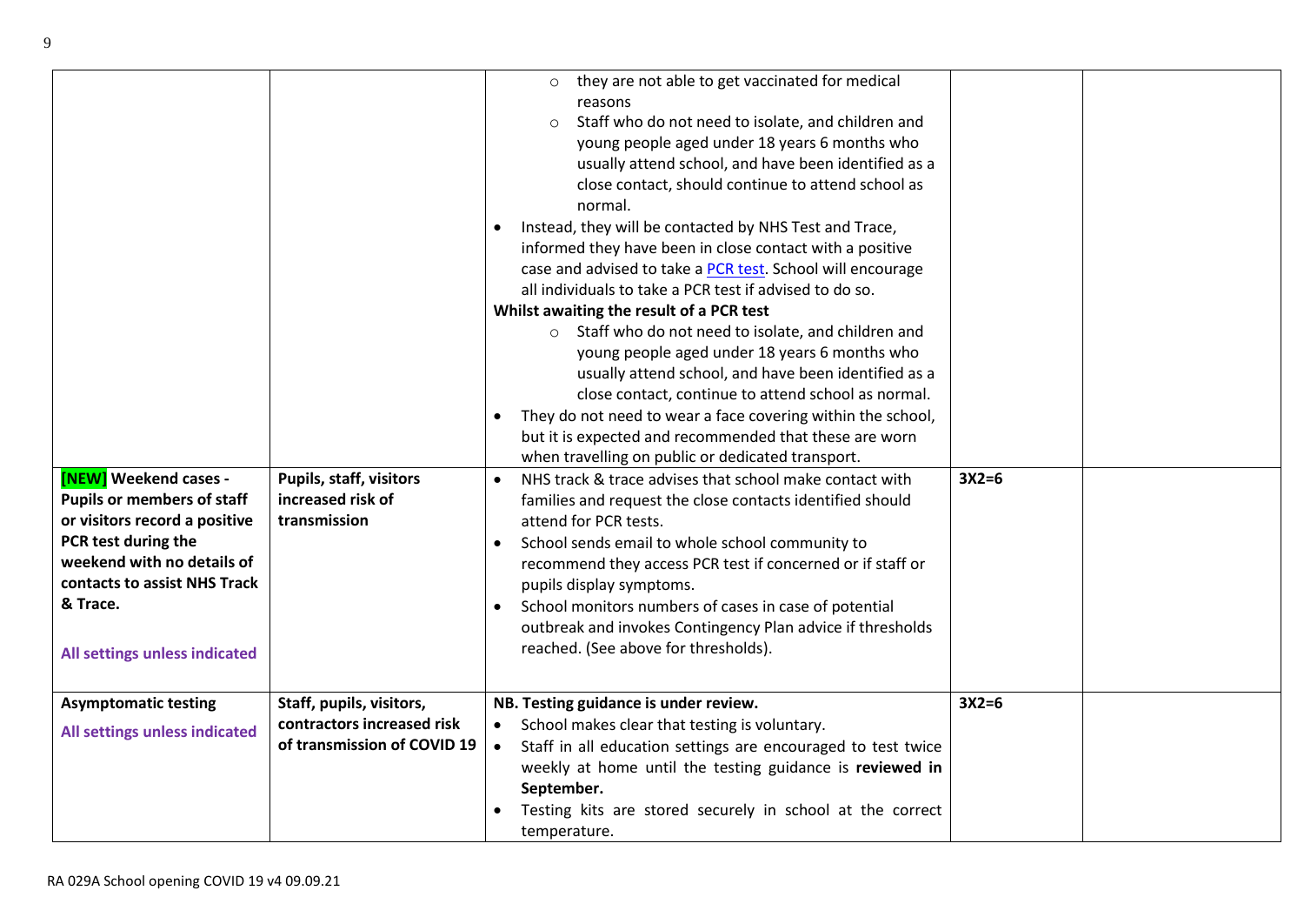| | | | | |
|---|---|---|---|---|
| | | ◦ they are not able to get vaccinated for medical reasons<br>◦ Staff who do not need to isolate, and children and young people aged under 18 years 6 months who usually attend school, and have been identified as a close contact, should continue to attend school as normal.<br>• Instead, they will be contacted by NHS Test and Trace, informed they have been in close contact with a positive case and advised to take a PCR test. School will encourage all individuals to take a PCR test if advised to do so.<br>**Whilst awaiting the result of a PCR test**<br>◦ Staff who do not need to isolate, and children and young people aged under 18 years 6 months who usually attend school, and have been identified as a close contact, continue to attend school as normal.<br>• They do not need to wear a face covering within the school, but it is expected and recommended that these are worn when travelling on public or dedicated transport. | | |
| **[NEW] Weekend cases - Pupils or members of staff or visitors record a positive PCR test during the weekend with no details of contacts to assist NHS Track & Trace.**<br><br>**All settings unless indicated** | **Pupils, staff, visitors increased risk of transmission** | • NHS track & trace advises that school make contact with families and request the close contacts identified should attend for PCR tests.<br>• School sends email to whole school community to recommend they access PCR test if concerned or if staff or pupils display symptoms.<br>• School monitors numbers of cases in case of potential outbreak and invokes Contingency Plan advice if thresholds reached. (See above for thresholds). | **3X2=6** | |
| **Asymptomatic testing**<br>**All settings unless indicated** | **Staff, pupils, visitors, contractors increased risk of transmission of COVID 19** | **NB. Testing guidance is under review.**<br>• School makes clear that testing is voluntary.<br>• Staff in all education settings are encouraged to test twice weekly at home until the testing guidance is **reviewed in September.**<br>• Testing kits are stored securely in school at the correct temperature. | **3X2=6** | |

RA 029A School opening COVID 19 v4 09.09.21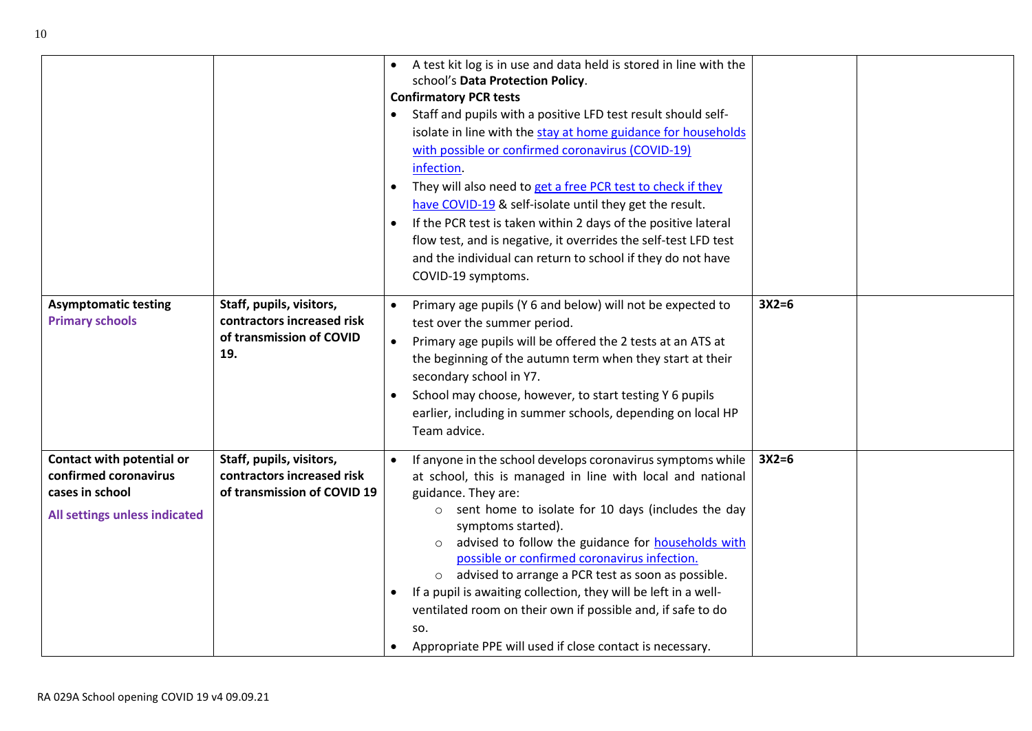| | | | | |
|---|---|---|---|---|
| | | • A test kit log is in use and data held is stored in line with the school's **Data Protection Policy**.<br>**Confirmatory PCR tests**<br>• Staff and pupils with a positive LFD test result should self-isolate in line with the stay at home guidance for households with possible or confirmed coronavirus (COVID-19) infection.<br>• They will also need to get a free PCR test to check if they have COVID-19 & self-isolate until they get the result.<br>• If the PCR test is taken within 2 days of the positive lateral flow test, and is negative, it overrides the self-test LFD test and the individual can return to school if they do not have COVID-19 symptoms. | | |
| **Asymptomatic testing**<br>**Primary schools** | **Staff, pupils, visitors, contractors increased risk of transmission of COVID 19.** | • Primary age pupils (Y 6 and below) will not be expected to test over the summer period.<br>• Primary age pupils will be offered the 2 tests at an ATS at the beginning of the autumn term when they start at their secondary school in Y7.<br>• School may choose, however, to start testing Y 6 pupils earlier, including in summer schools, depending on local HP Team advice. | **3X2=6** | |
| **Contact with potential or confirmed coronavirus cases in school**<br>**All settings unless indicated** | **Staff, pupils, visitors, contractors increased risk of transmission of COVID 19** | • If anyone in the school develops coronavirus symptoms while at school, this is managed in line with local and national guidance. They are:<br>&nbsp;&nbsp;&nbsp;○ sent home to isolate for 10 days (includes the day symptoms started).<br>&nbsp;&nbsp;&nbsp;○ advised to follow the guidance for households with possible or confirmed coronavirus infection.<br>&nbsp;&nbsp;&nbsp;○ advised to arrange a PCR test as soon as possible.<br>• If a pupil is awaiting collection, they will be left in a well-ventilated room on their own if possible and, if safe to do so.<br>• Appropriate PPE will used if close contact is necessary. | **3X2=6** | |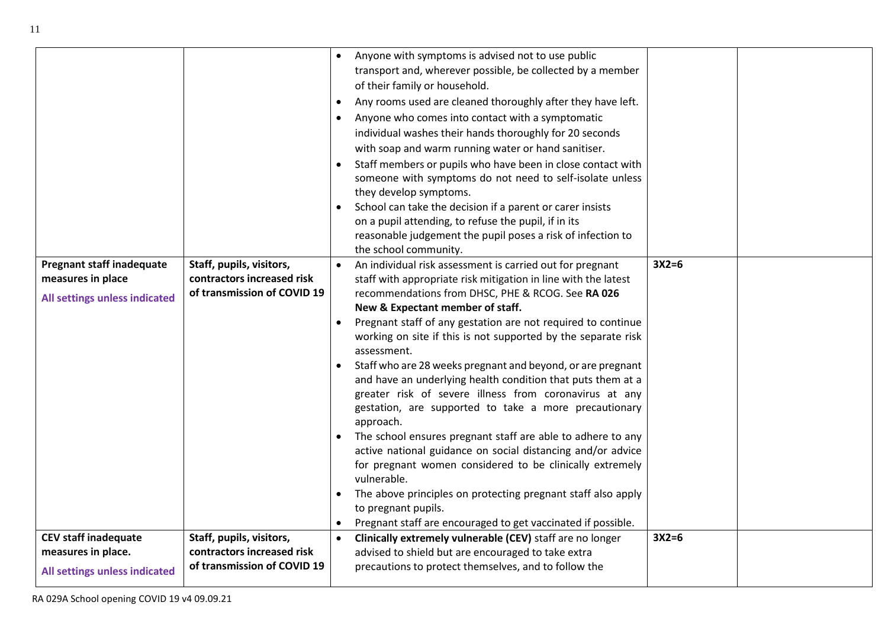| | | | | |
|---|---|---|---|---|
| | | • Anyone with symptoms is advised not to use public transport and, wherever possible, be collected by a member of their family or household.<br>• Any rooms used are cleaned thoroughly after they have left.<br>• Anyone who comes into contact with a symptomatic individual washes their hands thoroughly for 20 seconds with soap and warm running water or hand sanitiser.<br>• Staff members or pupils who have been in close contact with someone with symptoms do not need to self-isolate unless they develop symptoms.<br>• School can take the decision if a parent or carer insists on a pupil attending, to refuse the pupil, if in its reasonable judgement the pupil poses a risk of infection to the school community. | | |
| **Pregnant staff inadequate measures in place**<br>All settings unless indicated | **Staff, pupils, visitors, contractors increased risk of transmission of COVID 19** | • An individual risk assessment is carried out for pregnant staff with appropriate risk mitigation in line with the latest recommendations from DHSC, PHE & RCOG. See **RA 026 New & Expectant member of staff.**<br>• Pregnant staff of any gestation are not required to continue working on site if this is not supported by the separate risk assessment.<br>• Staff who are 28 weeks pregnant and beyond, or are pregnant and have an underlying health condition that puts them at a greater risk of severe illness from coronavirus at any gestation, are supported to take a more precautionary approach.<br>• The school ensures pregnant staff are able to adhere to any active national guidance on social distancing and/or advice for pregnant women considered to be clinically extremely vulnerable.<br>• The above principles on protecting pregnant staff also apply to pregnant pupils.<br>• Pregnant staff are encouraged to get vaccinated if possible. | **3X2=6** | |
| **CEV staff inadequate measures in place.**<br>All settings unless indicated | **Staff, pupils, visitors, contractors increased risk of transmission of COVID 19** | • **Clinically extremely vulnerable (CEV)** staff are no longer advised to shield but are encouraged to take extra precautions to protect themselves, and to follow the | **3X2=6** | |

RA 029A School opening COVID 19 v4 09.09.21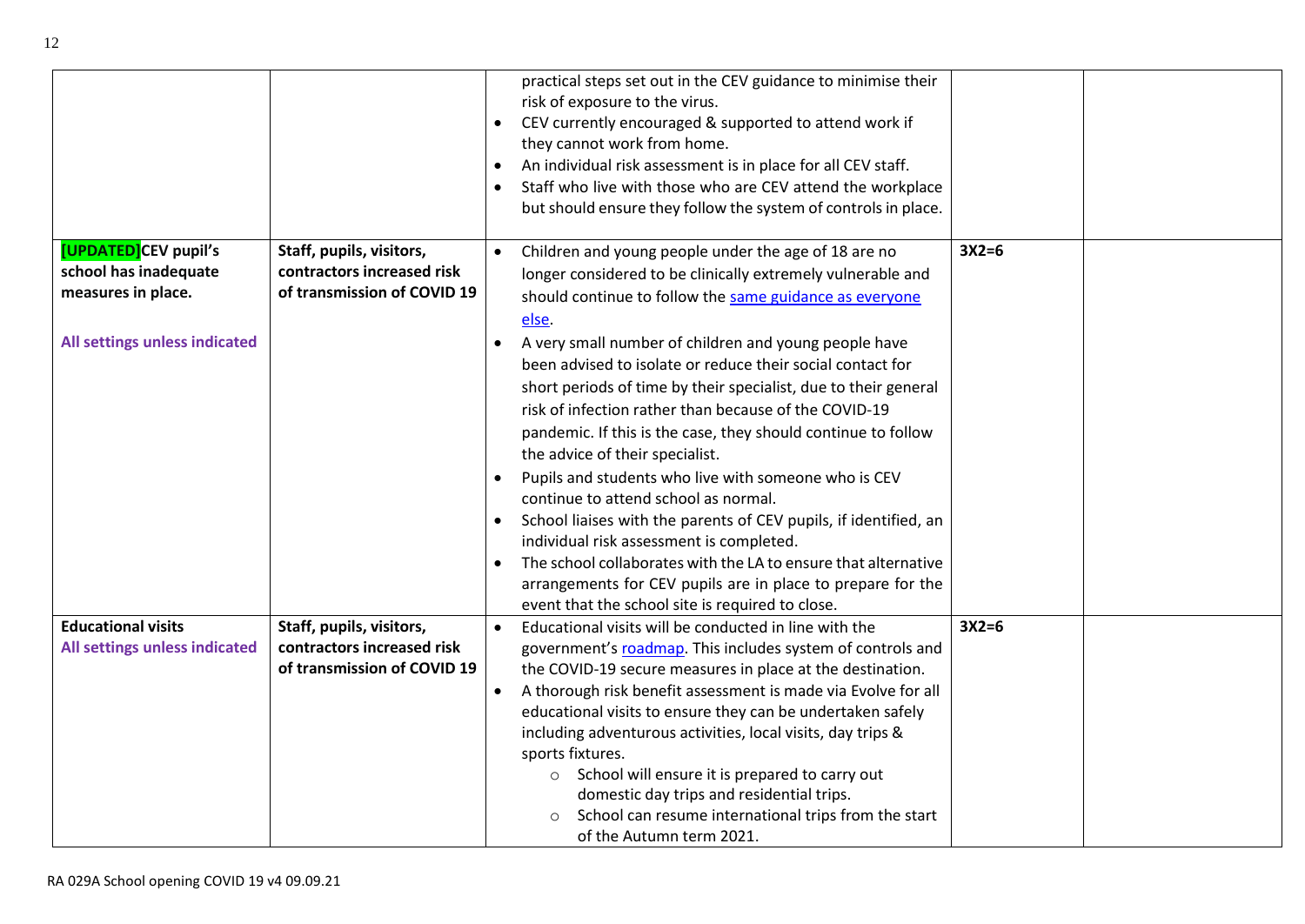| | | | | |
|---|---|---|---|---|
| | | practical steps set out in the CEV guidance to minimise their risk of exposure to the virus.<br>• CEV currently encouraged & supported to attend work if they cannot work from home.<br>• An individual risk assessment is in place for all CEV staff.<br>• Staff who live with those who are CEV attend the workplace but should ensure they follow the system of controls in place. | | |
| **[UPDATED] CEV pupil's school has inadequate measures in place.**<br><br>**All settings unless indicated** | **Staff, pupils, visitors, contractors increased risk of transmission of COVID 19** | • Children and young people under the age of 18 are no longer considered to be clinically extremely vulnerable and should continue to follow the same guidance as everyone else.<br>• A very small number of children and young people have been advised to isolate or reduce their social contact for short periods of time by their specialist, due to their general risk of infection rather than because of the COVID-19 pandemic. If this is the case, they should continue to follow the advice of their specialist.<br>• Pupils and students who live with someone who is CEV continue to attend school as normal.<br>• School liaises with the parents of CEV pupils, if identified, an individual risk assessment is completed.<br>• The school collaborates with the LA to ensure that alternative arrangements for CEV pupils are in place to prepare for the event that the school site is required to close. | **3X2=6** | |
| **Educational visits**<br>**All settings unless indicated** | **Staff, pupils, visitors, contractors increased risk of transmission of COVID 19** | • Educational visits will be conducted in line with the government's roadmap. This includes system of controls and the COVID-19 secure measures in place at the destination.<br>• A thorough risk benefit assessment is made via Evolve for all educational visits to ensure they can be undertaken safely including adventurous activities, local visits, day trips & sports fixtures.<br>  ○ School will ensure it is prepared to carry out domestic day trips and residential trips.<br>  ○ School can resume international trips from the start of the Autumn term 2021. | **3X2=6** | |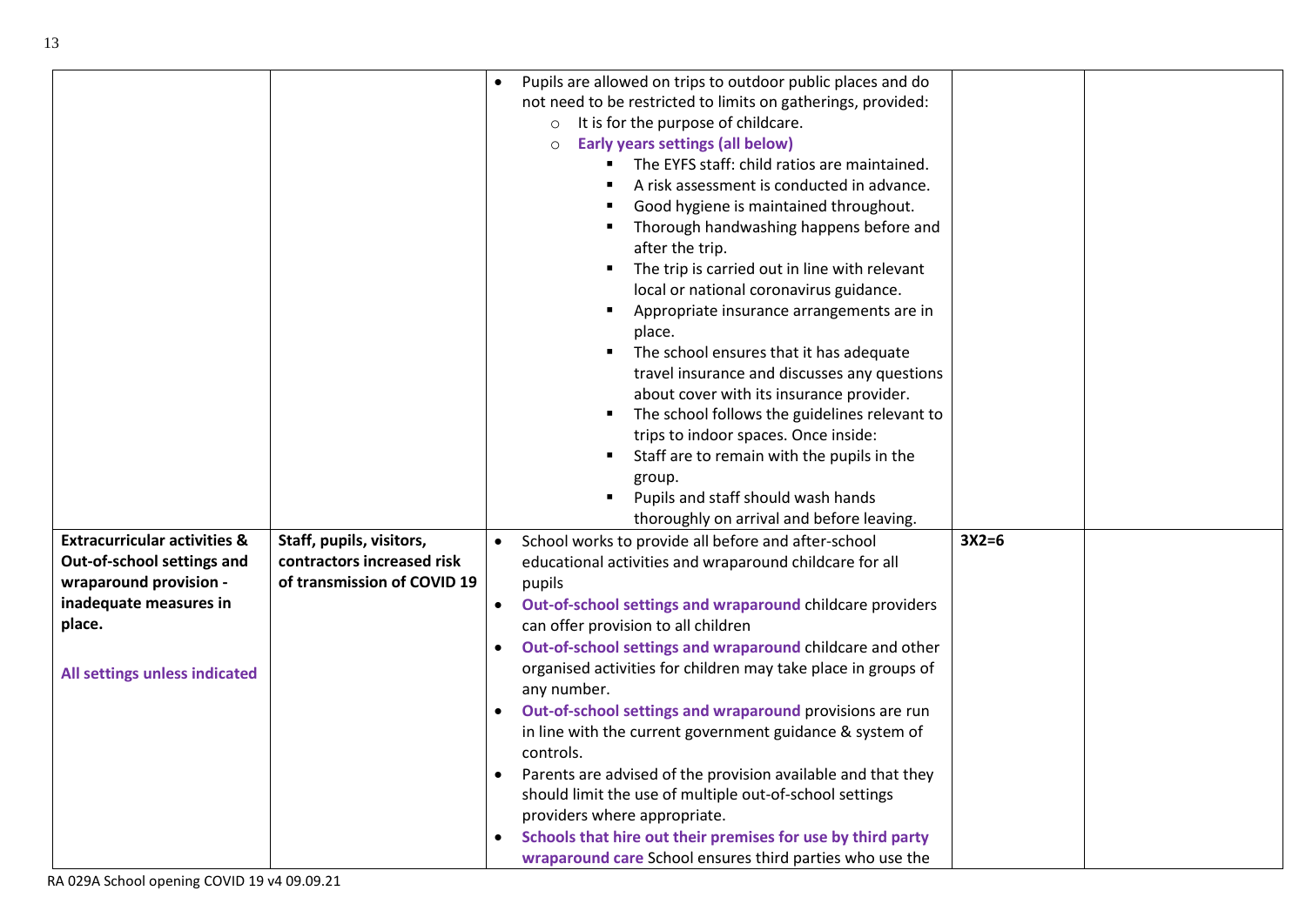| | | | | |
|---|---|---|---|---|
| | | • Pupils are allowed on trips to outdoor public places and do not need to be restricted to limits on gatherings, provided:<br>  ○ It is for the purpose of childcare.<br>  ○ **Early years settings (all below)**<br>    ▪ The EYFS staff: child ratios are maintained.<br>    ▪ A risk assessment is conducted in advance.<br>    ▪ Good hygiene is maintained throughout.<br>    ▪ Thorough handwashing happens before and after the trip.<br>    ▪ The trip is carried out in line with relevant local or national coronavirus guidance.<br>    ▪ Appropriate insurance arrangements are in place.<br>    ▪ The school ensures that it has adequate travel insurance and discusses any questions about cover with its insurance provider.<br>    ▪ The school follows the guidelines relevant to trips to indoor spaces. Once inside:<br>    ▪ Staff are to remain with the pupils in the group.<br>    ▪ Pupils and staff should wash hands thoroughly on arrival and before leaving. | | |
| **Extracurricular activities & Out-of-school settings and wraparound provision - inadequate measures in place.**<br><br>**All settings unless indicated** | **Staff, pupils, visitors, contractors increased risk of transmission of COVID 19** | • School works to provide all before and after-school educational activities and wraparound childcare for all pupils<br>• **Out-of-school settings and wraparound** childcare providers can offer provision to all children<br>• **Out-of-school settings and wraparound** childcare and other organised activities for children may take place in groups of any number.<br>• **Out-of-school settings and wraparound** provisions are run in line with the current government guidance & system of controls.<br>• Parents are advised of the provision available and that they should limit the use of multiple out-of-school settings providers where appropriate.<br>• **Schools that hire out their premises for use by third party wraparound care** School ensures third parties who use the | **3X2=6** | |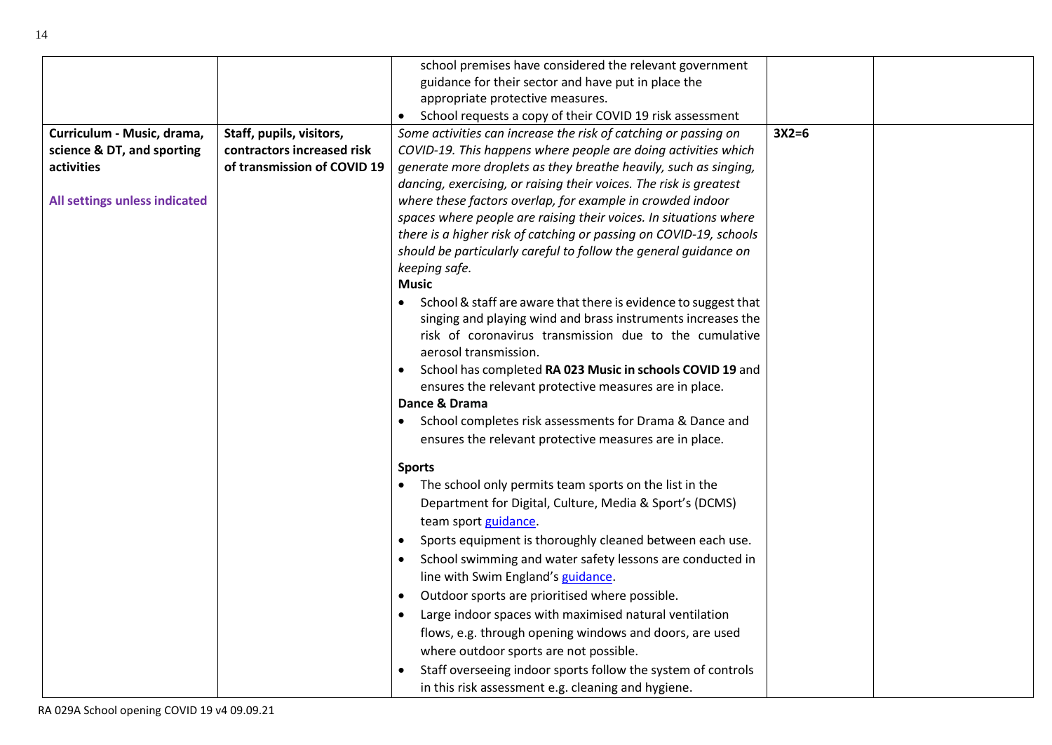| | | | | |
|---|---|---|---|---|
| | | • school premises have considered the relevant government guidance for their sector and have put in place the appropriate protective measures.<br>• School requests a copy of their COVID 19 risk assessment | | |
| **Curriculum - Music, drama, science & DT, and sporting activities**<br><br>**All settings unless indicated** | **Staff, pupils, visitors, contractors increased risk of transmission of COVID 19** | *Some activities can increase the risk of catching or passing on COVID-19. This happens where people are doing activities which generate more droplets as they breathe heavily, such as singing, dancing, exercising, or raising their voices. The risk is greatest where these factors overlap, for example in crowded indoor spaces where people are raising their voices. In situations where there is a higher risk of catching or passing on COVID-19, schools should be particularly careful to follow the general guidance on keeping safe.*<br>**Music**<br>• School & staff are aware that there is evidence to suggest that singing and playing wind and brass instruments increases the risk of coronavirus transmission due to the cumulative aerosol transmission.<br>• School has completed **RA 023 Music in schools COVID 19** and ensures the relevant protective measures are in place.<br>**Dance & Drama**<br>• School completes risk assessments for Drama & Dance and ensures the relevant protective measures are in place.<br><br>**Sports**<br>• The school only permits team sports on the list in the Department for Digital, Culture, Media & Sport's (DCMS) team sport guidance.<br>• Sports equipment is thoroughly cleaned between each use.<br>• School swimming and water safety lessons are conducted in line with Swim England's guidance.<br>• Outdoor sports are prioritised where possible.<br>• Large indoor spaces with maximised natural ventilation flows, e.g. through opening windows and doors, are used where outdoor sports are not possible.<br>• Staff overseeing indoor sports follow the system of controls in this risk assessment e.g. cleaning and hygiene. | **3X2=6** | |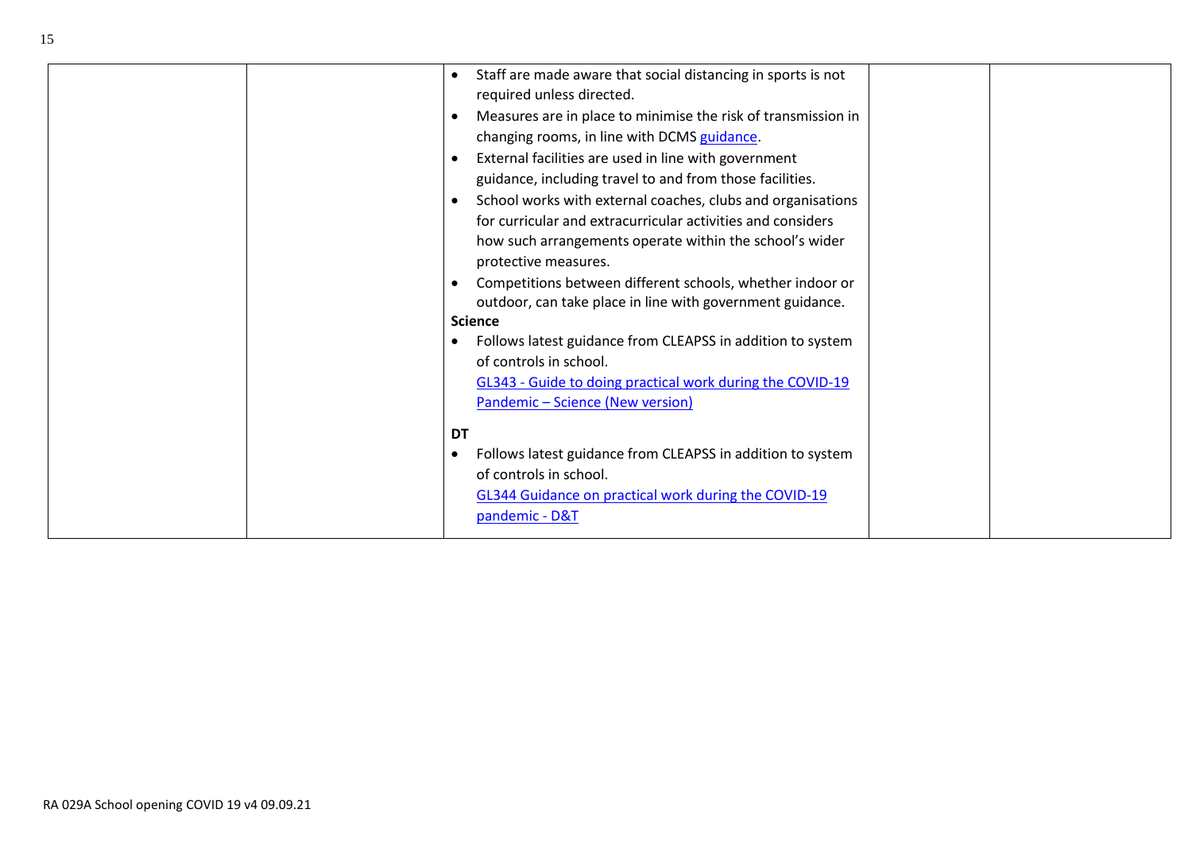| | | • Staff are made aware that social distancing in sports is not required unless directed.<br>• Measures are in place to minimise the risk of transmission in changing rooms, in line with DCMS guidance.<br>• External facilities are used in line with government guidance, including travel to and from those facilities.<br>• School works with external coaches, clubs and organisations for curricular and extracurricular activities and considers how such arrangements operate within the school's wider protective measures.<br>• Competitions between different schools, whether indoor or outdoor, can take place in line with government guidance.<br>**Science**<br>• Follows latest guidance from CLEAPSS in addition to system of controls in school.<br>GL343 - Guide to doing practical work during the COVID-19 Pandemic – Science (New version)<br><br>**DT**<br>• Follows latest guidance from CLEAPSS in addition to system of controls in school.<br>GL344 Guidance on practical work during the COVID-19 pandemic - D&T | | |
|---|---|---|---|---|

RA 029A School opening COVID 19 v4 09.09.21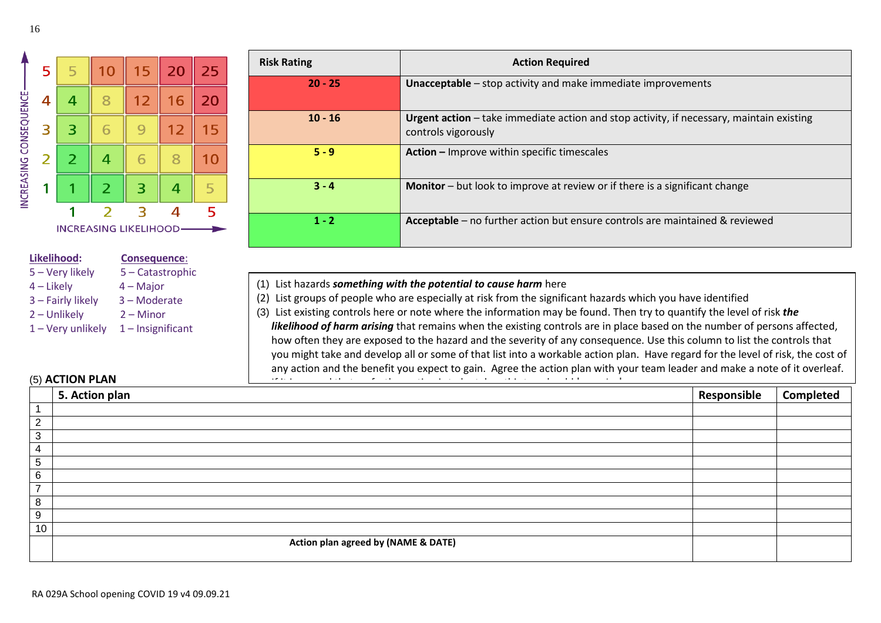| | 1 | 2 | 3 | 4 | 5 |
|---|---|---|---|---|---|
| 5 | 5 | 10 | 15 | 20 | 25 |
| 4 | 4 | 8 | 12 | 16 | 20 |
| 3 | 3 | 6 | 9 | 12 | 15 |
| 2 | 2 | 4 | 6 | 8 | 10 |
| 1 | 1 | 2 | 3 | 4 | 5 |

INCREASING CONSEQUENCE

INCREASING LIKELIHOOD

| Risk Rating | Action Required |
|---|---|
| **20 - 25** | **Unacceptable** – stop activity and make immediate improvements |
| **10 - 16** | **Urgent action** – take immediate action and stop activity, if necessary, maintain existing controls vigorously |
| **5 - 9** | **Action –** Improve within specific timescales |
| **3 - 4** | **Monitor** – but look to improve at review or if there is a significant change |
| **1 - 2** | **Acceptable** – no further action but ensure controls are maintained & reviewed |

**Likelihood:**
5 – Very likely
4 – Likely
3 – Fairly likely
2 – Unlikely
1 – Very unlikely

**Consequence:**
5 – Catastrophic
4 – Major
3 – Moderate
2 – Minor
1 – Insignificant

(1) List hazards ***something with the potential to cause harm*** here
(2) List groups of people who are especially at risk from the significant hazards which you have identified
(3) List existing controls here or note where the information may be found. Then try to quantify the level of risk ***the likelihood of harm arising*** that remains when the existing controls are in place based on the number of persons affected, how often they are exposed to the hazard and the severity of any consequence. Use this column to list the controls that you might take and develop all or some of that list into a workable action plan. Have regard for the level of risk, the cost of any action and the benefit you expect to gain. Agree the action plan with your team leader and make a note of it overleaf.

(5) **ACTION PLAN**

| | 5. Action plan | Responsible | Completed |
|---|---|---|---|
| 1 | | | |
| 2 | | | |
| 3 | | | |
| 4 | | | |
| 5 | | | |
| 6 | | | |
| 7 | | | |
| 8 | | | |
| 9 | | | |
| 10 | | | |
| | **Action plan agreed by (NAME & DATE)** | | |

RA 029A School opening COVID 19 v4 09.09.21